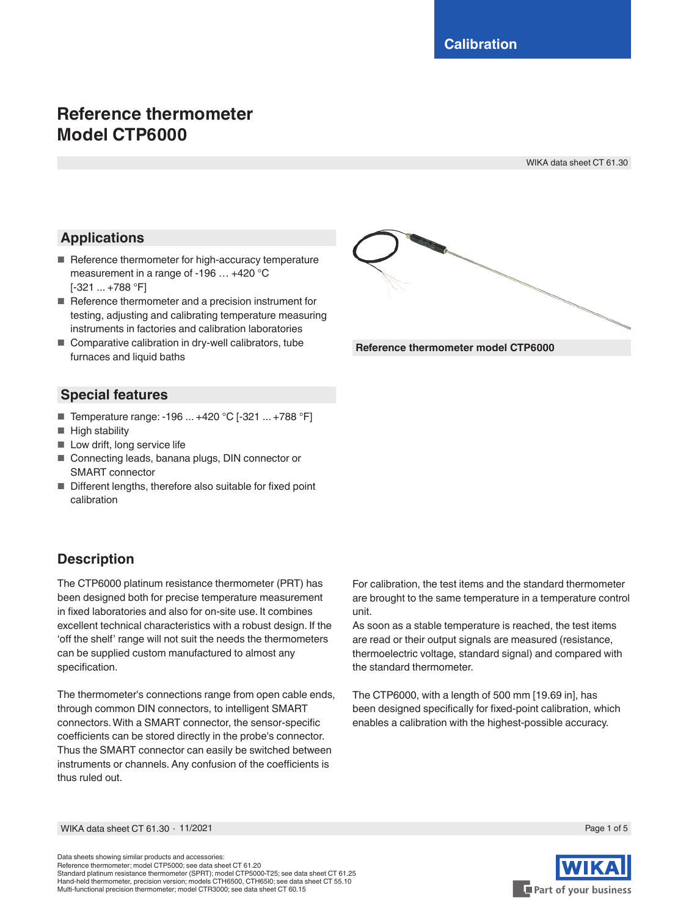Calibration

# Reference thermometer Model CTP6000

WIKA data sheet CT 61.30

## Applications

- Reference thermometer for high-accuracy temperature measurement in a range of -196 … +420 °C [-321 ... +788 °F]
- Reference thermometer and a precision instrument for testing, adjusting and calibrating temperature measuring instruments in factories and calibration laboratories
- Comparative calibration in dry-well calibrators, tube furnaces and liquid baths

**Reference thermometer model CTP6000**

## Special features

- Temperature range: -196 ... +420 °C [-321 ... +788 °F]
- High stability
- Low drift, long service life
- Connecting leads, banana plugs, DIN connector or SMART connector
- Different lengths, therefore also suitable for fixed point calibration

## Description

The CTP6000 platinum resistance thermometer (PRT) has been designed both for precise temperature measurement in fixed laboratories and also for on-site use. It combines excellent technical characteristics with a robust design. If the 'off the shelf' range will not suit the needs the thermometers can be supplied custom manufactured to almost any specification.

The thermometer's connections range from open cable ends, through common DIN connectors, to intelligent SMART connectors. With a SMART connector, the sensor-specific coefficients can be stored directly in the probe's connector. Thus the SMART connector can easily be switched between instruments or channels. Any confusion of the coefficients is thus ruled out.

For calibration, the test items and the standard thermometer are brought to the same temperature in a temperature control unit.
As soon as a stable temperature is reached, the test items are read or their output signals are measured (resistance, thermoelectric voltage, standard signal) and compared with the standard thermometer.

The CTP6000, with a length of 500 mm [19.69 in], has been designed specifically for fixed-point calibration, which enables a calibration with the highest-possible accuracy.

Data sheets showing similar products and accessories:
Reference thermometer; model CTP5000; see data sheet CT 61.20
Standard platinum resistance thermometer (SPRT); model CTP5000-T25; see data sheet CT 61.25
Hand-held thermometer, precision version; models CTH6500, CTH65I0; see data sheet CT 55.10
Multi-functional precision thermometer; model CTR3000; see data sheet CT 60.15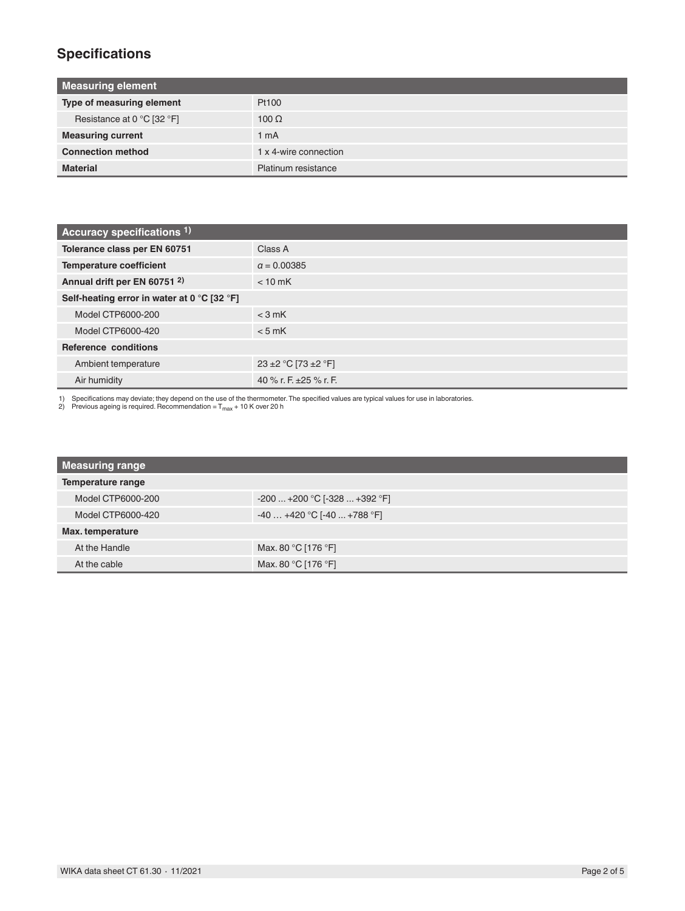## Specifications

| Measuring element | |
|---|---|
| **Type of measuring element** | Pt100 |
| Resistance at 0 °C [32 °F] | 100 Ω |
| **Measuring current** | 1 mA |
| **Connection method** | 1 x 4-wire connection |
| **Material** | Platinum resistance |

| Accuracy specifications [1] | |
|---|---|
| **Tolerance class per EN 60751** | Class A |
| **Temperature coefficient** | $\alpha$ = 0.00385 |
| **Annual drift per EN 60751** [2] | < 10 mK |
| **Self-heating error in water at 0 °C [32 °F]** | |
| Model CTP6000-200 | < 3 mK |
| Model CTP6000-420 | < 5 mK |
| **Reference conditions** | |
| Ambient temperature | 23 ±2 °C [73 ±2 °F] |
| Air humidity | 40 % r. F. ±25 % r. F. |

1) Specifications may deviate; they depend on the use of the thermometer. The specified values are typical values for use in laboratories.
2) Previous ageing is required. Recommendation = $T_{max}$ + 10 K over 20 h

| Measuring range | |
|---|---|
| **Temperature range** | |
| Model CTP6000-200 | -200 ... +200 °C [-328 ... +392 °F] |
| Model CTP6000-420 | -40 … +420 °C [-40 ... +788 °F] |
| **Max. temperature** | |
| At the Handle | Max. 80 °C [176 °F] |
| At the cable | Max. 80 °C [176 °F] |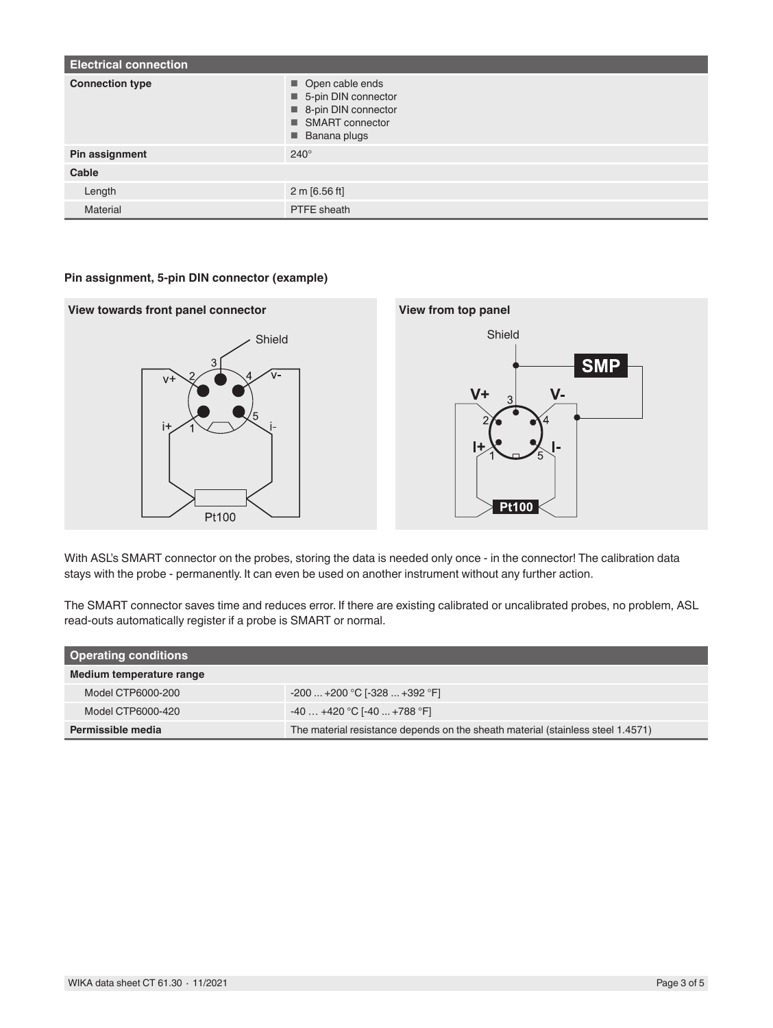| Electrical connection | |
|---|---|
| **Connection type** | ■ Open cable ends<br>■ 5-pin DIN connector<br>■ 8-pin DIN connector<br>■ SMART connector<br>■ Banana plugs |
| **Pin assignment** | 240° |
| **Cable** | |
| Length | 2 m [6.56 ft] |
| Material | PTFE sheath |

**Pin assignment, 5-pin DIN connector (example)**

**View towards front panel connector**

**View from top panel**

With ASL's SMART connector on the probes, storing the data is needed only once - in the connector! The calibration data stays with the probe - permanently. It can even be used on another instrument without any further action.

The SMART connector saves time and reduces error. If there are existing calibrated or uncalibrated probes, no problem, ASL read-outs automatically register if a probe is SMART or normal.

| Operating conditions | |
|---|---|
| **Medium temperature range** | |
| Model CTP6000-200 | -200 ... +200 °C [-328 ... +392 °F] |
| Model CTP6000-420 | -40 … +420 °C [-40 ... +788 °F] |
| **Permissible media** | The material resistance depends on the sheath material (stainless steel 1.4571) |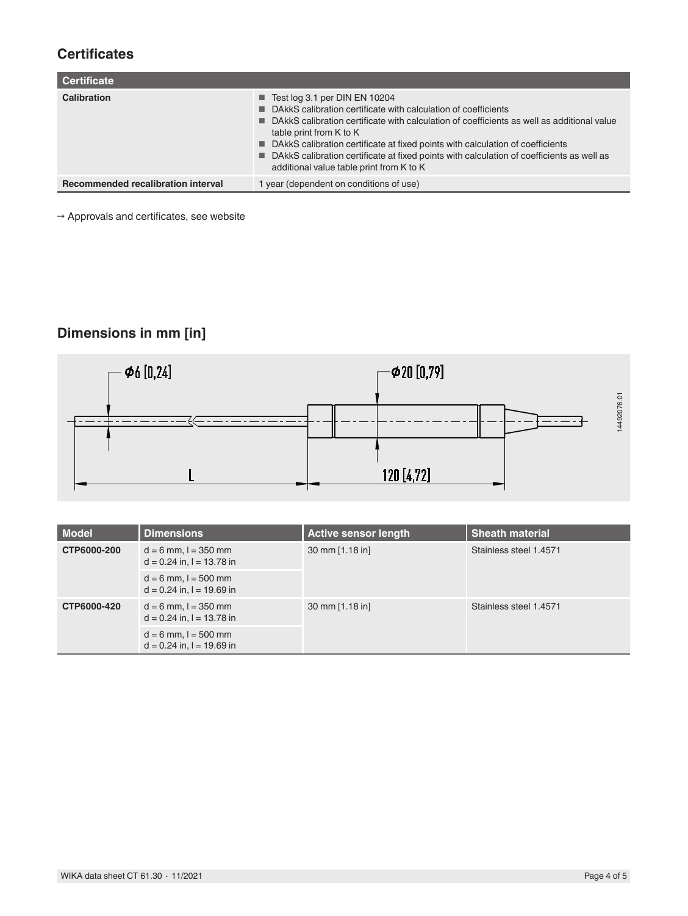## Certificates

| Certificate | |
|---|---|
| **Calibration** | ■ Test log 3.1 per DIN EN 10204<br>■ DAkkS calibration certificate with calculation of coefficients<br>■ DAkkS calibration certificate with calculation of coefficients as well as additional value table print from K to K<br>■ DAkkS calibration certificate at fixed points with calculation of coefficients<br>■ DAkkS calibration certificate at fixed points with calculation of coefficients as well as additional value table print from K to K |
| **Recommended recalibration interval** | 1 year (dependent on conditions of use) |

→ Approvals and certificates, see website

## Dimensions in mm [in]

Ø6 [0,24]

Ø20 [0,79]

L

120 [4,72]

14492076.01

| Model | Dimensions | Active sensor length | Sheath material |
|---|---|---|---|
| **CTP6000-200** | d = 6 mm, l = 350 mm<br>d = 0.24 in, l = 13.78 in | 30 mm [1.18 in] | Stainless steel 1.4571 |
| | d = 6 mm, l = 500 mm<br>d = 0.24 in, l = 19.69 in | | |
| **CTP6000-420** | d = 6 mm, l = 350 mm<br>d = 0.24 in, l = 13.78 in | 30 mm [1.18 in] | Stainless steel 1.4571 |
| | d = 6 mm, l = 500 mm<br>d = 0.24 in, l = 19.69 in | | |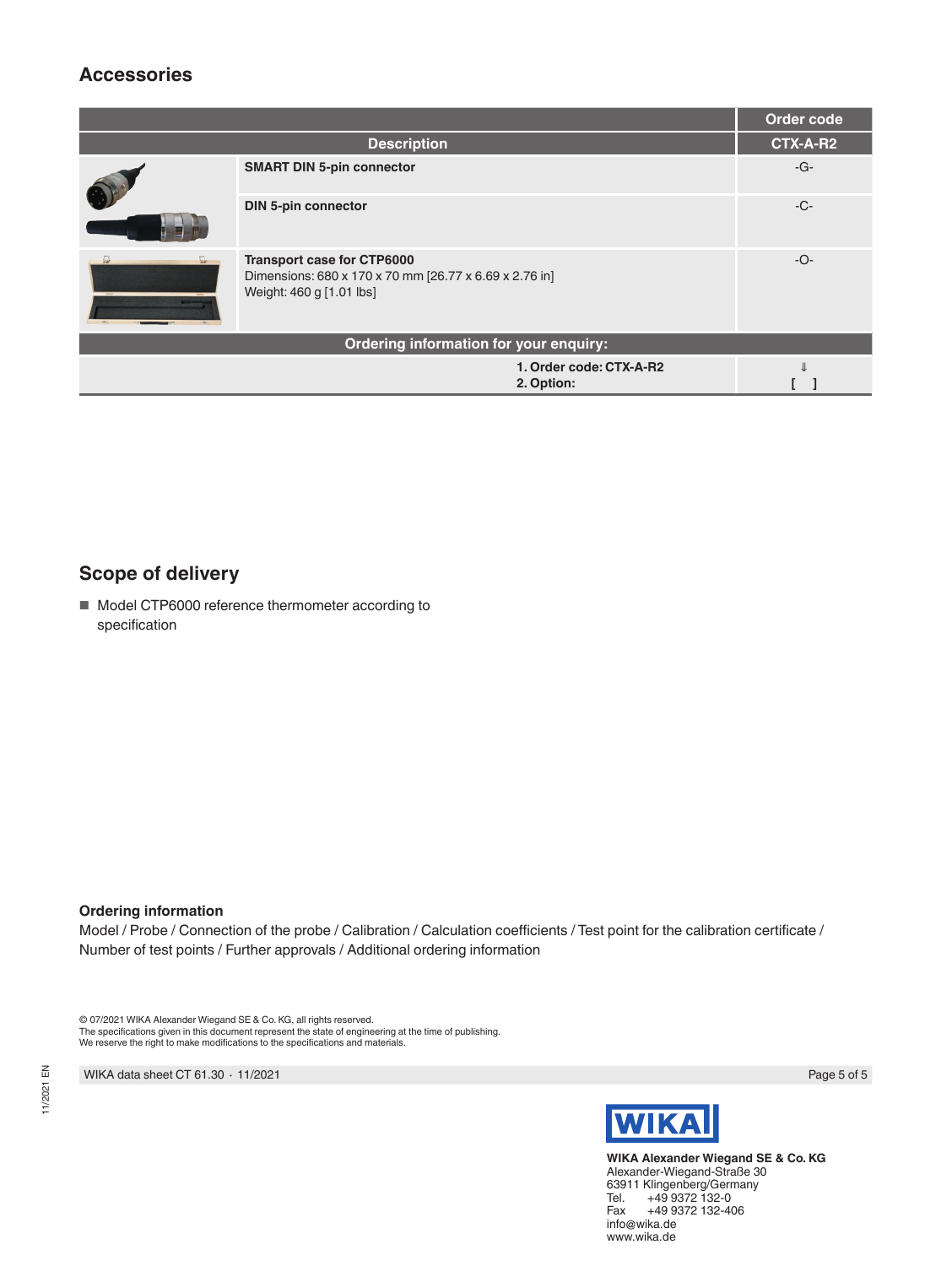## Accessories

| Description | Order code |
|---|---|
| | CTX-A-R2 |
| **SMART DIN 5-pin connector** | -G- |
| **DIN 5-pin connector** | -C- |
| **Transport case for CTP6000**<br>Dimensions: 680 x 170 x 70 mm [26.77 x 6.69 x 2.76 in]<br>Weight: 460 g [1.01 lbs] | -O- |
| **Ordering information for your enquiry:** | |
| **1. Order code: CTX-A-R2**<br>**2. Option:** | ⇓<br>[ ] |

## Scope of delivery

- Model CTP6000 reference thermometer according to specification

**Ordering information**

Model / Probe / Connection of the probe / Calibration / Calculation coefficients / Test point for the calibration certificate / Number of test points / Further approvals / Additional ordering information

© 07/2021 WIKA Alexander Wiegand SE & Co. KG, all rights reserved.
The specifications given in this document represent the state of engineering at the time of publishing.
We reserve the right to make modifications to the specifications and materials.

**WIKA Alexander Wiegand SE & Co. KG**
Alexander-Wiegand-Straße 30
63911 Klingenberg/Germany
Tel. +49 9372 132-0
Fax +49 9372 132-406
info@wika.de
www.wika.de